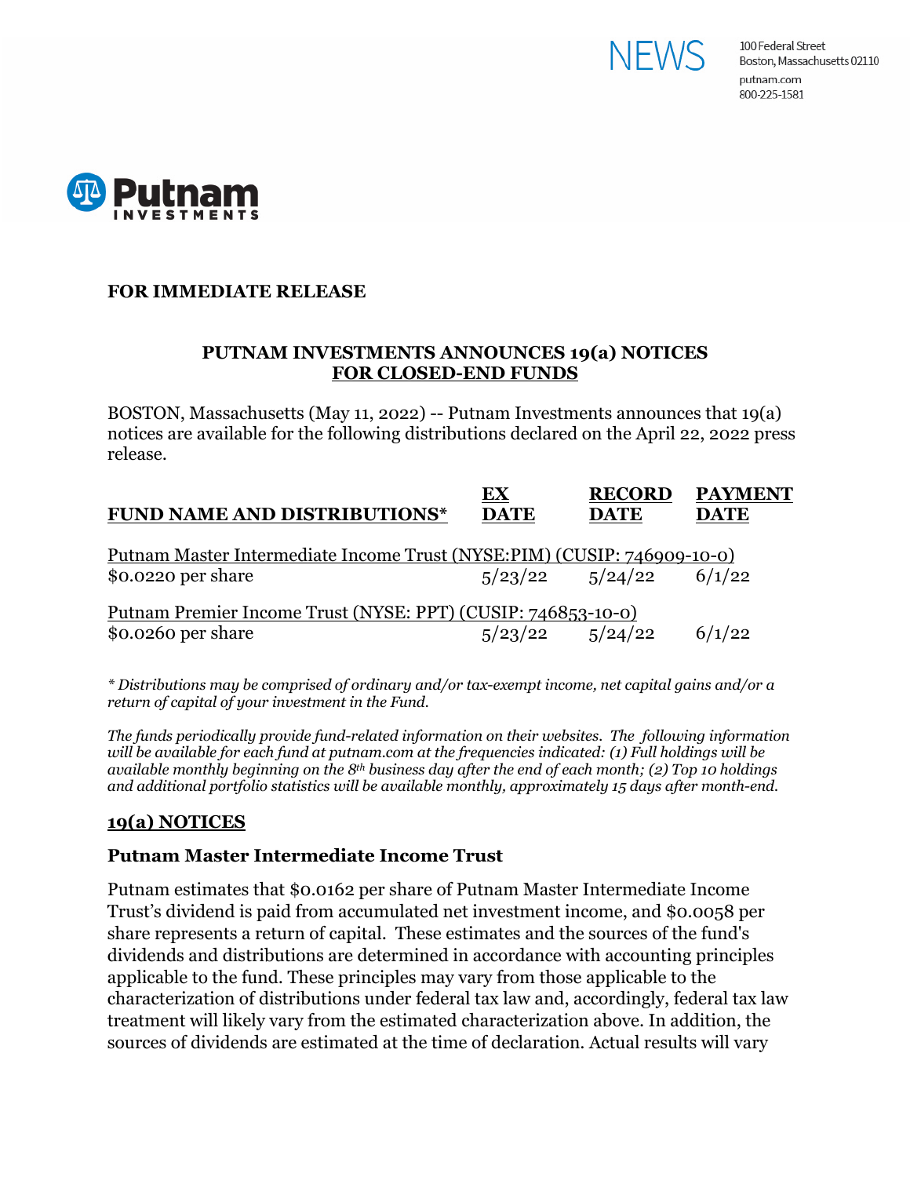NEWS

100 Federal Street
Boston, Massachusetts 02110
putnam.com
800-225-1581

Putnam INVESTMENTS

**FOR IMMEDIATE RELEASE**

## PUTNAM INVESTMENTS ANNOUNCES 19(a) NOTICES FOR CLOSED-END FUNDS

BOSTON, Massachusetts (May 11, 2022) -- Putnam Investments announces that 19(a) notices are available for the following distributions declared on the April 22, 2022 press release.

| FUND NAME AND DISTRIBUTIONS* | EX DATE | RECORD DATE | PAYMENT DATE |
|---|---|---|---|
| Putnam Master Intermediate Income Trust (NYSE:PIM) (CUSIP: 746909-10-0) | | | |
| $0.0220 per share | 5/23/22 | 5/24/22 | 6/1/22 |
| Putnam Premier Income Trust (NYSE: PPT) (CUSIP: 746853-10-0) | | | |
| $0.0260 per share | 5/23/22 | 5/24/22 | 6/1/22 |

*\* Distributions may be comprised of ordinary and/or tax-exempt income, net capital gains and/or a return of capital of your investment in the Fund.*

*The funds periodically provide fund-related information on their websites. The following information will be available for each fund at putnam.com at the frequencies indicated: (1) Full holdings will be available monthly beginning on the 8th business day after the end of each month; (2) Top 10 holdings and additional portfolio statistics will be available monthly, approximately 15 days after month-end.*

### 19(a) NOTICES

### Putnam Master Intermediate Income Trust

Putnam estimates that $0.0162 per share of Putnam Master Intermediate Income Trust's dividend is paid from accumulated net investment income, and $0.0058 per share represents a return of capital. These estimates and the sources of the fund's dividends and distributions are determined in accordance with accounting principles applicable to the fund. These principles may vary from those applicable to the characterization of distributions under federal tax law and, accordingly, federal tax law treatment will likely vary from the estimated characterization above. In addition, the sources of dividends are estimated at the time of declaration. Actual results will vary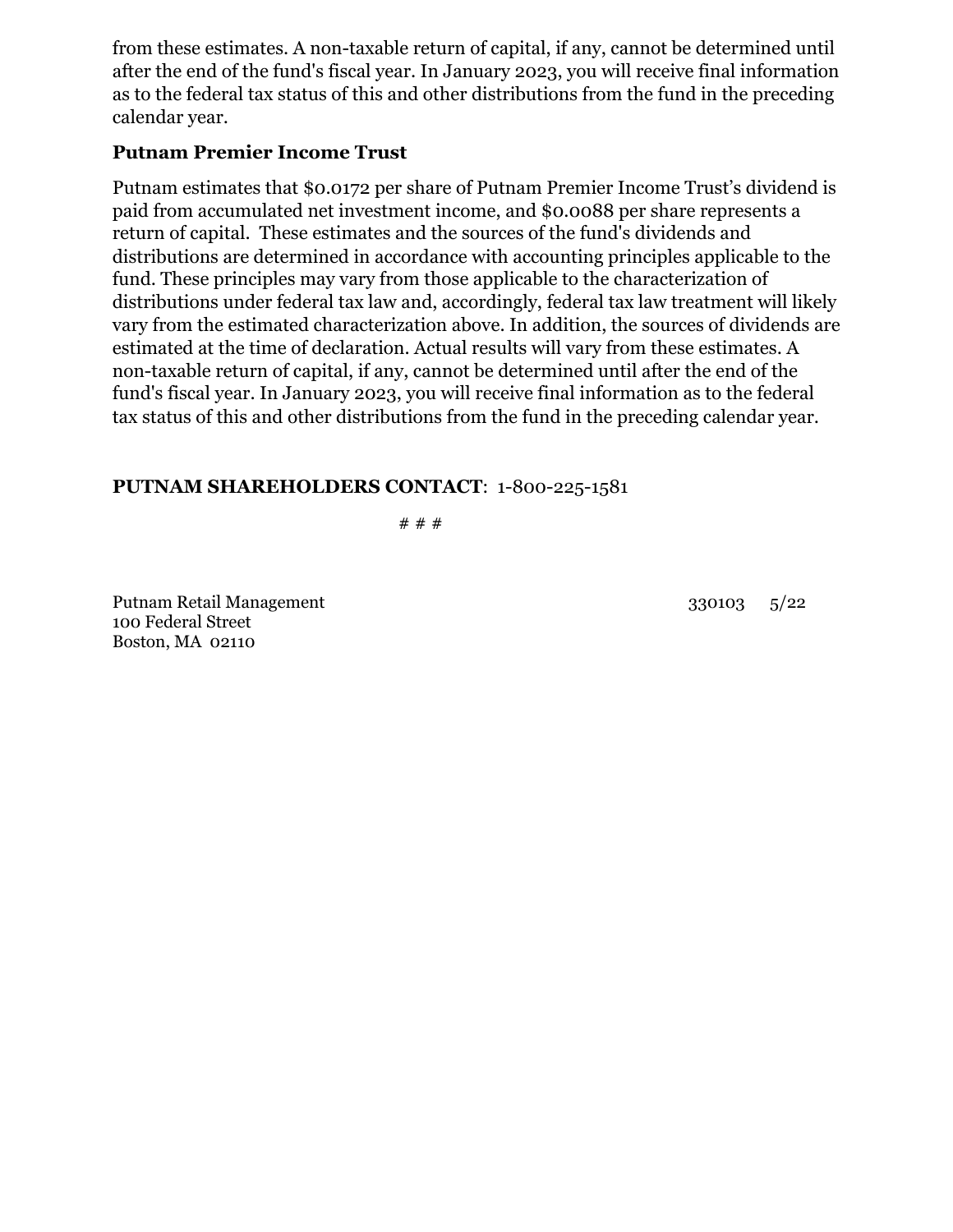from these estimates. A non-taxable return of capital, if any, cannot be determined until after the end of the fund's fiscal year. In January 2023, you will receive final information as to the federal tax status of this and other distributions from the fund in the preceding calendar year.

**Putnam Premier Income Trust**

Putnam estimates that $0.0172 per share of Putnam Premier Income Trust's dividend is paid from accumulated net investment income, and $0.0088 per share represents a return of capital. These estimates and the sources of the fund's dividends and distributions are determined in accordance with accounting principles applicable to the fund. These principles may vary from those applicable to the characterization of distributions under federal tax law and, accordingly, federal tax law treatment will likely vary from the estimated characterization above. In addition, the sources of dividends are estimated at the time of declaration. Actual results will vary from these estimates. A non-taxable return of capital, if any, cannot be determined until after the end of the fund's fiscal year. In January 2023, you will receive final information as to the federal tax status of this and other distributions from the fund in the preceding calendar year.

**PUTNAM SHAREHOLDERS CONTACT**: 1-800-225-1581

# # #

Putnam Retail Management
100 Federal Street
Boston, MA 02110

330103 5/22